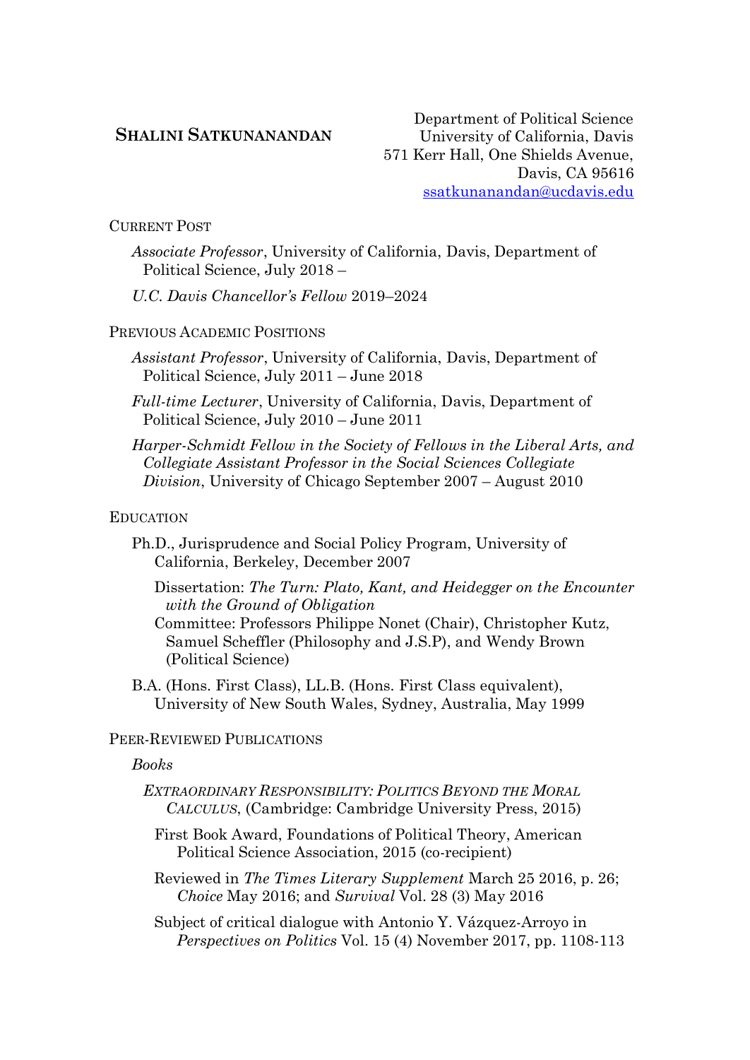# SHALINI SATKUNANANDAN

Department of Political Science
University of California, Davis
571 Kerr Hall, One Shields Avenue,
Davis, CA 95616
ssatkunanandan@ucdavis.edu

## CURRENT POST

*Associate Professor*, University of California, Davis, Department of Political Science, July 2018 –

*U.C. Davis Chancellor's Fellow* 2019–2024

## PREVIOUS ACADEMIC POSITIONS

*Assistant Professor*, University of California, Davis, Department of Political Science, July 2011 – June 2018

*Full-time Lecturer*, University of California, Davis, Department of Political Science, July 2010 – June 2011

*Harper-Schmidt Fellow in the Society of Fellows in the Liberal Arts, and Collegiate Assistant Professor in the Social Sciences Collegiate Division*, University of Chicago September 2007 – August 2010

## EDUCATION

Ph.D., Jurisprudence and Social Policy Program, University of California, Berkeley, December 2007

Dissertation: *The Turn: Plato, Kant, and Heidegger on the Encounter with the Ground of Obligation*
Committee: Professors Philippe Nonet (Chair), Christopher Kutz, Samuel Scheffler (Philosophy and J.S.P), and Wendy Brown (Political Science)

B.A. (Hons. First Class), LL.B. (Hons. First Class equivalent), University of New South Wales, Sydney, Australia, May 1999

## PEER-REVIEWED PUBLICATIONS

### *Books*

*EXTRAORDINARY RESPONSIBILITY: POLITICS BEYOND THE MORAL CALCULUS*, (Cambridge: Cambridge University Press, 2015)

First Book Award, Foundations of Political Theory, American Political Science Association, 2015 (co-recipient)

Reviewed in *The Times Literary Supplement* March 25 2016, p. 26; *Choice* May 2016; and *Survival* Vol. 28 (3) May 2016

Subject of critical dialogue with Antonio Y. Vázquez-Arroyo in *Perspectives on Politics* Vol. 15 (4) November 2017, pp. 1108-113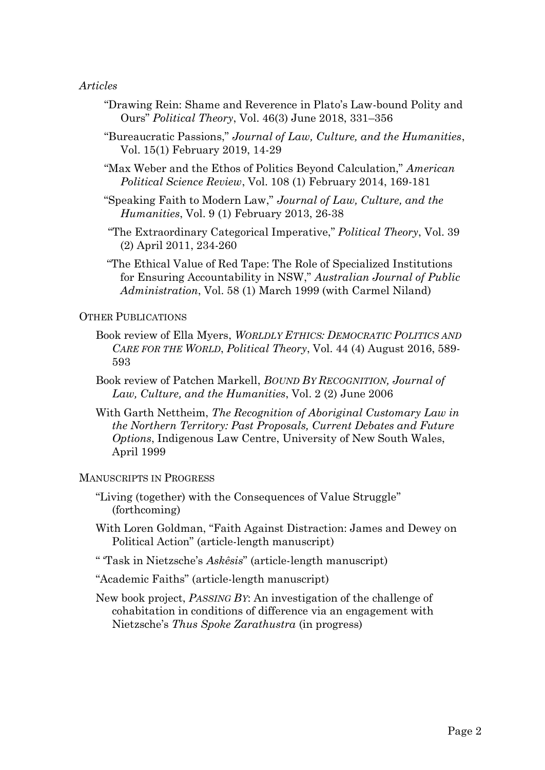*Articles*

- "Drawing Rein: Shame and Reverence in Plato's Law-bound Polity and Ours" *Political Theory*, Vol. 46(3) June 2018, 331–356
- "Bureaucratic Passions," *Journal of Law, Culture, and the Humanities*, Vol. 15(1) February 2019, 14-29
- "Max Weber and the Ethos of Politics Beyond Calculation," *American Political Science Review*, Vol. 108 (1) February 2014, 169-181
- "Speaking Faith to Modern Law," *Journal of Law, Culture, and the Humanities*, Vol. 9 (1) February 2013, 26-38
- "The Extraordinary Categorical Imperative," *Political Theory*, Vol. 39 (2) April 2011, 234-260
- "The Ethical Value of Red Tape: The Role of Specialized Institutions for Ensuring Accountability in NSW," *Australian Journal of Public Administration*, Vol. 58 (1) March 1999 (with Carmel Niland)

OTHER PUBLICATIONS

- Book review of Ella Myers, *WORLDLY ETHICS: DEMOCRATIC POLITICS AND CARE FOR THE WORLD*, *Political Theory*, Vol. 44 (4) August 2016, 589-593
- Book review of Patchen Markell, *BOUND BY RECOGNITION, Journal of Law, Culture, and the Humanities*, Vol. 2 (2) June 2006
- With Garth Nettheim, *The Recognition of Aboriginal Customary Law in the Northern Territory: Past Proposals, Current Debates and Future Options*, Indigenous Law Centre, University of New South Wales, April 1999

MANUSCRIPTS IN PROGRESS

- "Living (together) with the Consequences of Value Struggle" (forthcoming)
- With Loren Goldman, "Faith Against Distraction: James and Dewey on Political Action" (article-length manuscript)
- " 'Task in Nietzsche's *Askêsis*" (article-length manuscript)
- "Academic Faiths" (article-length manuscript)
- New book project, *PASSING BY*: An investigation of the challenge of cohabitation in conditions of difference via an engagement with Nietzsche's *Thus Spoke Zarathustra* (in progress)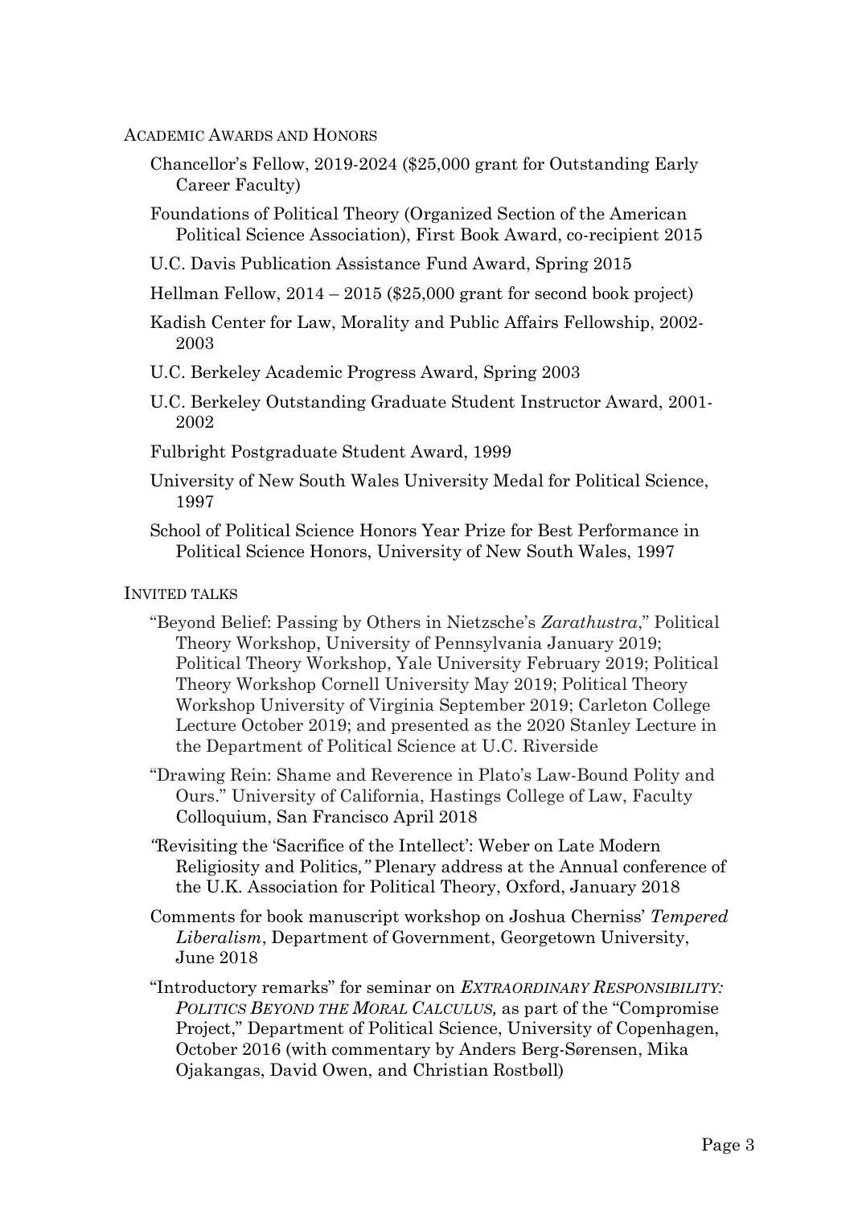## ACADEMIC AWARDS AND HONORS

Chancellor's Fellow, 2019-2024 ($25,000 grant for Outstanding Early Career Faculty)

Foundations of Political Theory (Organized Section of the American Political Science Association), First Book Award, co-recipient 2015

U.C. Davis Publication Assistance Fund Award, Spring 2015

Hellman Fellow, 2014 – 2015 ($25,000 grant for second book project)

Kadish Center for Law, Morality and Public Affairs Fellowship, 2002-2003

U.C. Berkeley Academic Progress Award, Spring 2003

U.C. Berkeley Outstanding Graduate Student Instructor Award, 2001-2002

Fulbright Postgraduate Student Award, 1999

University of New South Wales University Medal for Political Science, 1997

School of Political Science Honors Year Prize for Best Performance in Political Science Honors, University of New South Wales, 1997

## INVITED TALKS

"Beyond Belief: Passing by Others in Nietzsche's *Zarathustra*," Political Theory Workshop, University of Pennsylvania January 2019; Political Theory Workshop, Yale University February 2019; Political Theory Workshop Cornell University May 2019; Political Theory Workshop University of Virginia September 2019; Carleton College Lecture October 2019; and presented as the 2020 Stanley Lecture in the Department of Political Science at U.C. Riverside

"Drawing Rein: Shame and Reverence in Plato's Law-Bound Polity and Ours." University of California, Hastings College of Law, Faculty Colloquium, San Francisco April 2018

"Revisiting the 'Sacrifice of the Intellect': Weber on Late Modern Religiosity and Politics," Plenary address at the Annual conference of the U.K. Association for Political Theory, Oxford, January 2018

Comments for book manuscript workshop on Joshua Cherniss' *Tempered Liberalism*, Department of Government, Georgetown University, June 2018

"Introductory remarks" for seminar on *EXTRAORDINARY RESPONSIBILITY: POLITICS BEYOND THE MORAL CALCULUS,* as part of the "Compromise Project," Department of Political Science, University of Copenhagen, October 2016 (with commentary by Anders Berg-Sørensen, Mika Ojakangas, David Owen, and Christian Rostbøll)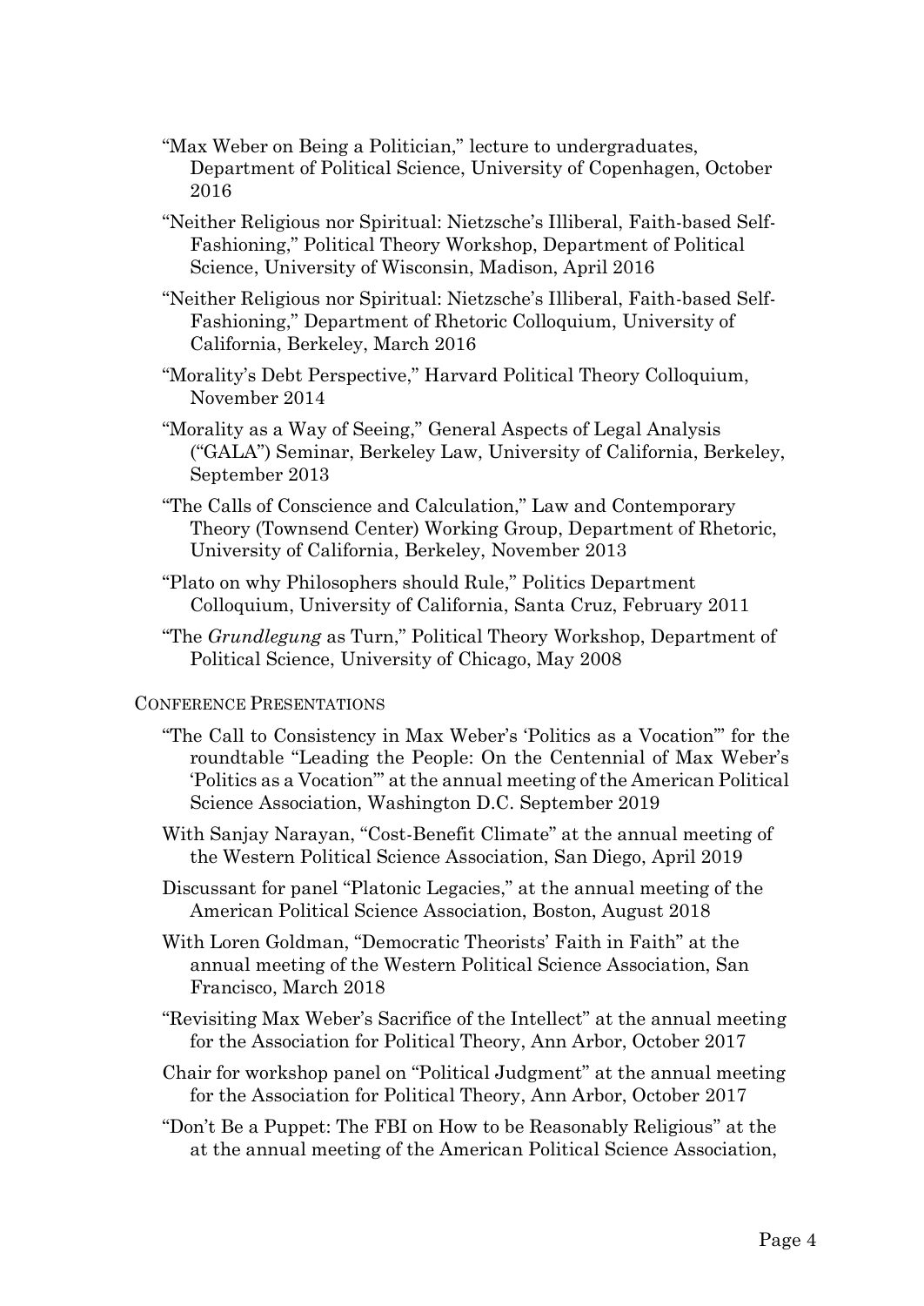"Max Weber on Being a Politician," lecture to undergraduates, Department of Political Science, University of Copenhagen, October 2016

"Neither Religious nor Spiritual: Nietzsche's Illiberal, Faith-based Self-Fashioning," Political Theory Workshop, Department of Political Science, University of Wisconsin, Madison, April 2016

"Neither Religious nor Spiritual: Nietzsche's Illiberal, Faith-based Self-Fashioning," Department of Rhetoric Colloquium, University of California, Berkeley, March 2016

"Morality's Debt Perspective," Harvard Political Theory Colloquium, November 2014

"Morality as a Way of Seeing," General Aspects of Legal Analysis ("GALA") Seminar, Berkeley Law, University of California, Berkeley, September 2013

"The Calls of Conscience and Calculation," Law and Contemporary Theory (Townsend Center) Working Group, Department of Rhetoric, University of California, Berkeley, November 2013

"Plato on why Philosophers should Rule," Politics Department Colloquium, University of California, Santa Cruz, February 2011

"The *Grundlegung* as Turn," Political Theory Workshop, Department of Political Science, University of Chicago, May 2008

### Conference Presentations

"The Call to Consistency in Max Weber's 'Politics as a Vocation'" for the roundtable "Leading the People: On the Centennial of Max Weber's 'Politics as a Vocation'" at the annual meeting of the American Political Science Association, Washington D.C. September 2019

With Sanjay Narayan, "Cost-Benefit Climate" at the annual meeting of the Western Political Science Association, San Diego, April 2019

Discussant for panel "Platonic Legacies," at the annual meeting of the American Political Science Association, Boston, August 2018

With Loren Goldman, "Democratic Theorists' Faith in Faith" at the annual meeting of the Western Political Science Association, San Francisco, March 2018

"Revisiting Max Weber's Sacrifice of the Intellect" at the annual meeting for the Association for Political Theory, Ann Arbor, October 2017

Chair for workshop panel on "Political Judgment" at the annual meeting for the Association for Political Theory, Ann Arbor, October 2017

"Don't Be a Puppet: The FBI on How to be Reasonably Religious" at the at the annual meeting of the American Political Science Association,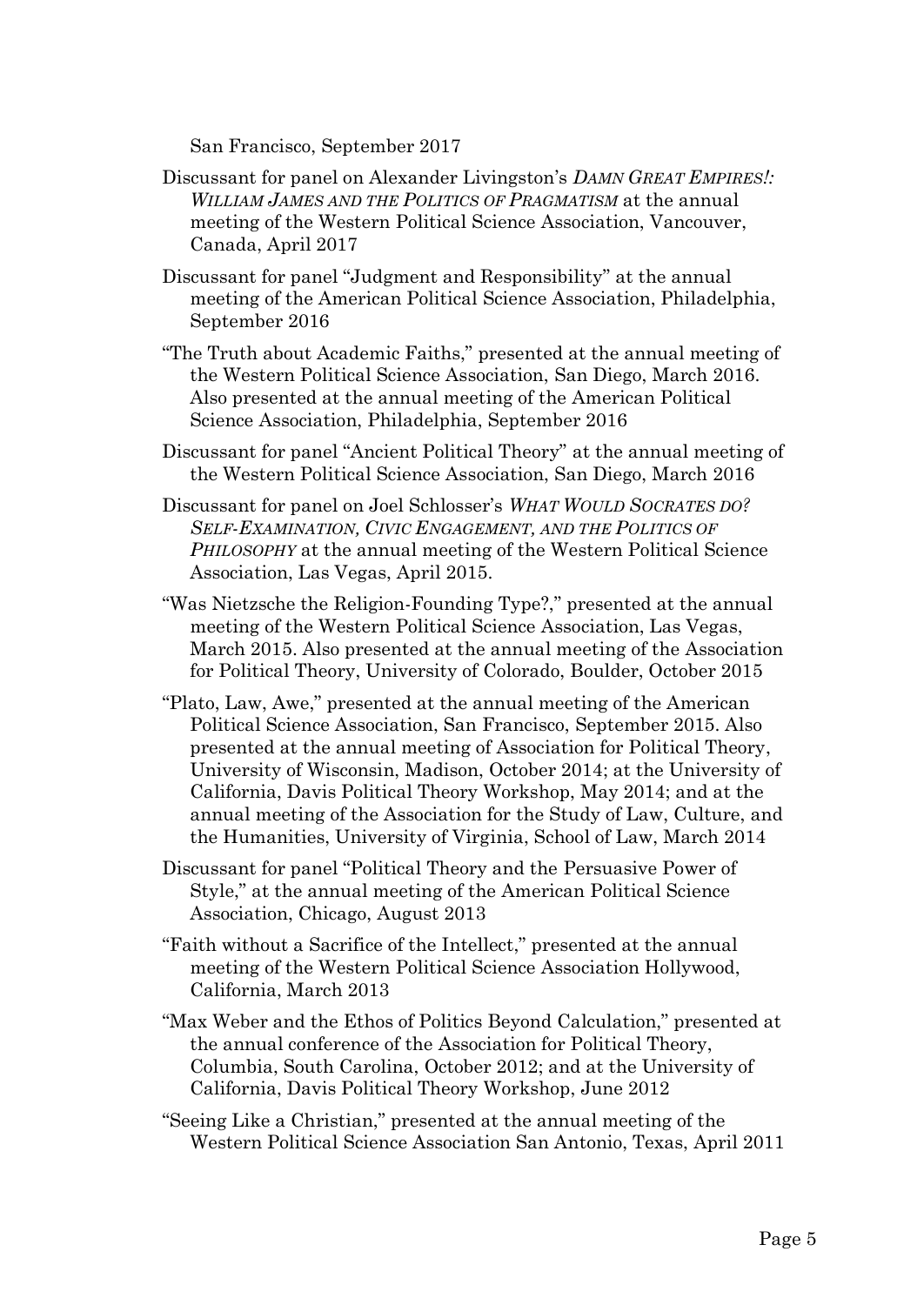San Francisco, September 2017

Discussant for panel on Alexander Livingston's *DAMN GREAT EMPIRES!: WILLIAM JAMES AND THE POLITICS OF PRAGMATISM* at the annual meeting of the Western Political Science Association, Vancouver, Canada, April 2017

Discussant for panel "Judgment and Responsibility" at the annual meeting of the American Political Science Association, Philadelphia, September 2016

"The Truth about Academic Faiths," presented at the annual meeting of the Western Political Science Association, San Diego, March 2016. Also presented at the annual meeting of the American Political Science Association, Philadelphia, September 2016

Discussant for panel "Ancient Political Theory" at the annual meeting of the Western Political Science Association, San Diego, March 2016

Discussant for panel on Joel Schlosser's *WHAT WOULD SOCRATES DO? SELF-EXAMINATION, CIVIC ENGAGEMENT, AND THE POLITICS OF PHILOSOPHY* at the annual meeting of the Western Political Science Association, Las Vegas, April 2015.

"Was Nietzsche the Religion-Founding Type?," presented at the annual meeting of the Western Political Science Association, Las Vegas, March 2015. Also presented at the annual meeting of the Association for Political Theory, University of Colorado, Boulder, October 2015

"Plato, Law, Awe," presented at the annual meeting of the American Political Science Association, San Francisco, September 2015. Also presented at the annual meeting of Association for Political Theory, University of Wisconsin, Madison, October 2014; at the University of California, Davis Political Theory Workshop, May 2014; and at the annual meeting of the Association for the Study of Law, Culture, and the Humanities, University of Virginia, School of Law, March 2014

Discussant for panel "Political Theory and the Persuasive Power of Style," at the annual meeting of the American Political Science Association, Chicago, August 2013

"Faith without a Sacrifice of the Intellect," presented at the annual meeting of the Western Political Science Association Hollywood, California, March 2013

"Max Weber and the Ethos of Politics Beyond Calculation," presented at the annual conference of the Association for Political Theory, Columbia, South Carolina, October 2012; and at the University of California, Davis Political Theory Workshop, June 2012

"Seeing Like a Christian," presented at the annual meeting of the Western Political Science Association San Antonio, Texas, April 2011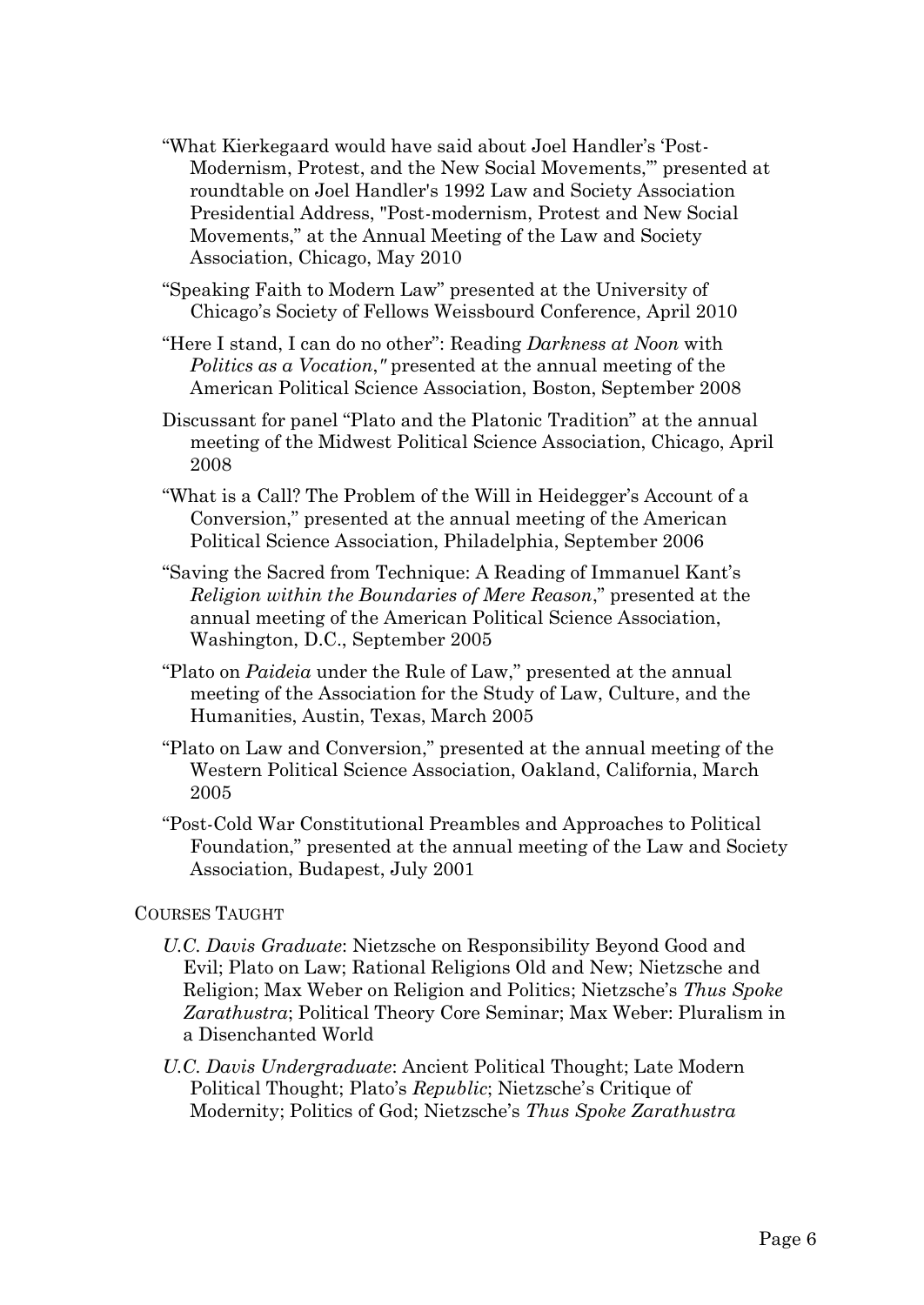"What Kierkegaard would have said about Joel Handler's 'Post-Modernism, Protest, and the New Social Movements,'" presented at roundtable on Joel Handler's 1992 Law and Society Association Presidential Address, "Post-modernism, Protest and New Social Movements," at the Annual Meeting of the Law and Society Association, Chicago, May 2010

"Speaking Faith to Modern Law" presented at the University of Chicago's Society of Fellows Weissbourd Conference, April 2010

"Here I stand, I can do no other": Reading *Darkness at Noon* with *Politics as a Vocation*," presented at the annual meeting of the American Political Science Association, Boston, September 2008

Discussant for panel "Plato and the Platonic Tradition" at the annual meeting of the Midwest Political Science Association, Chicago, April 2008

"What is a Call? The Problem of the Will in Heidegger's Account of a Conversion," presented at the annual meeting of the American Political Science Association, Philadelphia, September 2006

"Saving the Sacred from Technique: A Reading of Immanuel Kant's *Religion within the Boundaries of Mere Reason*," presented at the annual meeting of the American Political Science Association, Washington, D.C., September 2005

"Plato on *Paideia* under the Rule of Law," presented at the annual meeting of the Association for the Study of Law, Culture, and the Humanities, Austin, Texas, March 2005

"Plato on Law and Conversion," presented at the annual meeting of the Western Political Science Association, Oakland, California, March 2005

"Post-Cold War Constitutional Preambles and Approaches to Political Foundation," presented at the annual meeting of the Law and Society Association, Budapest, July 2001

## COURSES TAUGHT

*U.C. Davis Graduate*: Nietzsche on Responsibility Beyond Good and Evil; Plato on Law; Rational Religions Old and New; Nietzsche and Religion; Max Weber on Religion and Politics; Nietzsche's *Thus Spoke Zarathustra*; Political Theory Core Seminar; Max Weber: Pluralism in a Disenchanted World

*U.C. Davis Undergraduate*: Ancient Political Thought; Late Modern Political Thought; Plato's *Republic*; Nietzsche's Critique of Modernity; Politics of God; Nietzsche's *Thus Spoke Zarathustra*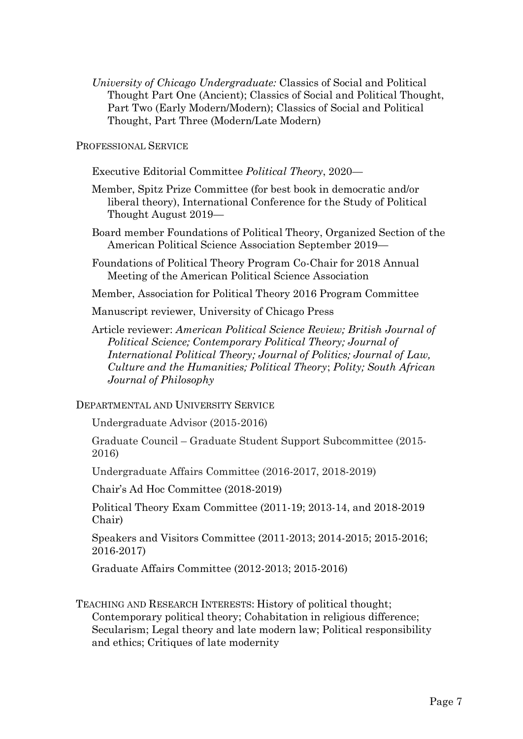*University of Chicago Undergraduate:* Classics of Social and Political Thought Part One (Ancient); Classics of Social and Political Thought, Part Two (Early Modern/Modern); Classics of Social and Political Thought, Part Three (Modern/Late Modern)

## PROFESSIONAL SERVICE

Executive Editorial Committee *Political Theory*, 2020—

Member, Spitz Prize Committee (for best book in democratic and/or liberal theory), International Conference for the Study of Political Thought August 2019—

Board member Foundations of Political Theory, Organized Section of the American Political Science Association September 2019—

Foundations of Political Theory Program Co-Chair for 2018 Annual Meeting of the American Political Science Association

Member, Association for Political Theory 2016 Program Committee

Manuscript reviewer, University of Chicago Press

Article reviewer: *American Political Science Review; British Journal of Political Science; Contemporary Political Theory; Journal of International Political Theory; Journal of Politics; Journal of Law, Culture and the Humanities; Political Theory*; *Polity; South African Journal of Philosophy*

## DEPARTMENTAL AND UNIVERSITY SERVICE

Undergraduate Advisor (2015-2016)

Graduate Council – Graduate Student Support Subcommittee (2015-2016)

Undergraduate Affairs Committee (2016-2017, 2018-2019)

Chair's Ad Hoc Committee (2018-2019)

Political Theory Exam Committee (2011-19; 2013-14, and 2018-2019 Chair)

Speakers and Visitors Committee (2011-2013; 2014-2015; 2015-2016; 2016-2017)

Graduate Affairs Committee (2012-2013; 2015-2016)

TEACHING AND RESEARCH INTERESTS: History of political thought; Contemporary political theory; Cohabitation in religious difference; Secularism; Legal theory and late modern law; Political responsibility and ethics; Critiques of late modernity